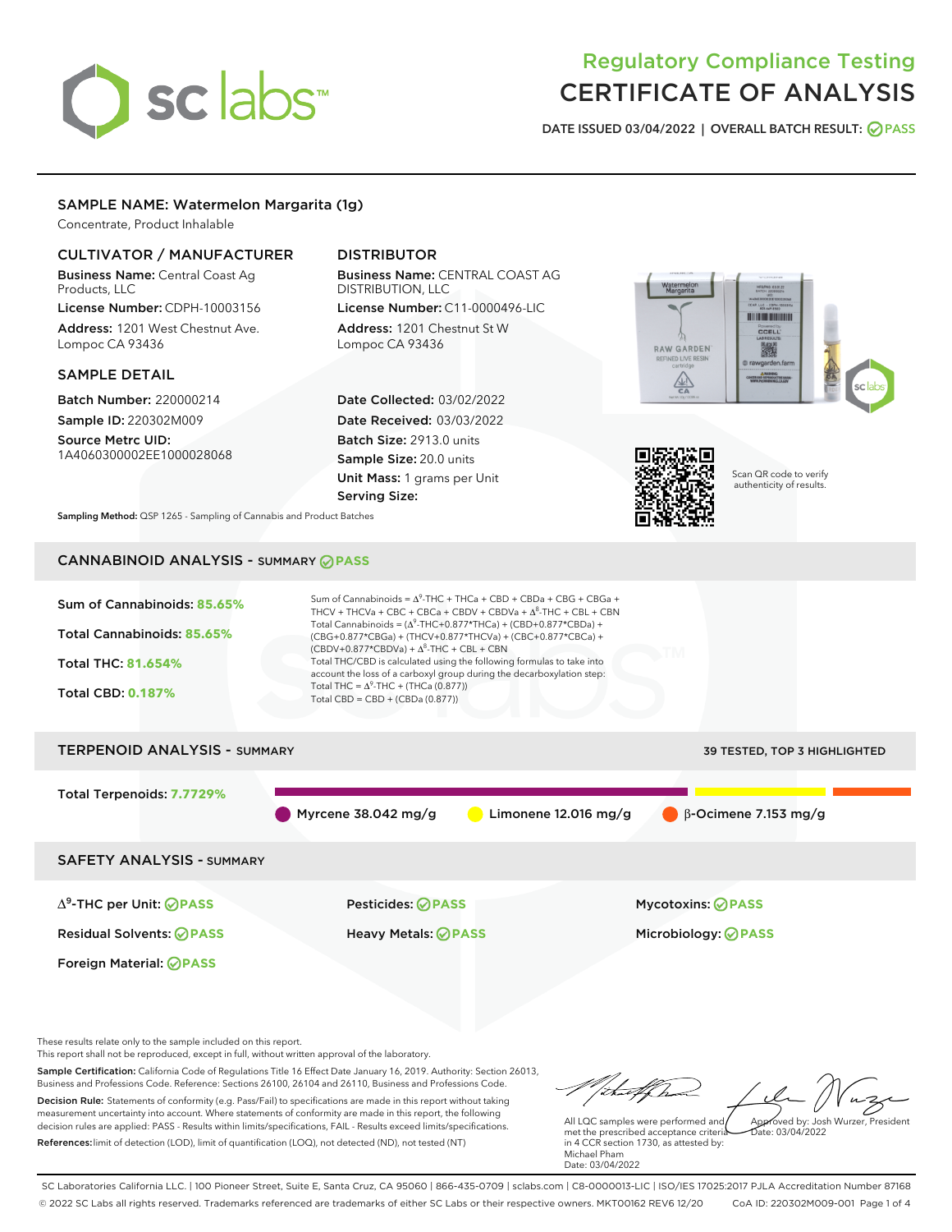# Regulatory Compliance Testing
# CERTIFICATE OF ANALYSIS

DATE ISSUED 03/04/2022 | OVERALL BATCH RESULT: PASS

## SAMPLE NAME: Watermelon Margarita (1g)

Concentrate, Product Inhalable

### CULTIVATOR / MANUFACTURER

**Business Name:** Central Coast Ag Products, LLC

**License Number:** CDPH-10003156

**Address:** 1201 West Chestnut Ave. Lompoc CA 93436

### DISTRIBUTOR

**Business Name:** CENTRAL COAST AG DISTRIBUTION, LLC

**License Number:** C11-0000496-LIC

**Address:** 1201 Chestnut St W Lompoc CA 93436

### SAMPLE DETAIL

**Batch Number:** 220000214

**Sample ID:** 220302M009

**Source Metrc UID:** 1A4060300002EE1000028068

**Date Collected:** 03/02/2022

**Date Received:** 03/03/2022

**Batch Size:** 2913.0 units

**Sample Size:** 20.0 units

**Unit Mass:** 1 grams per Unit

**Serving Size:**

Scan QR code to verify authenticity of results.

**Sampling Method:** QSP 1265 - Sampling of Cannabis and Product Batches

## CANNABINOID ANALYSIS - SUMMARY PASS

**Sum of Cannabinoids:** 85.65%

**Total Cannabinoids:** 85.65%

**Total THC:** 81.654%

**Total CBD:** 0.187%

Sum of Cannabinoids = $\Delta^9$-THC + THCa + CBD + CBDa + CBG + CBGa + THCV + THCVa + CBC + CBCa + CBDV + CBDVa + $\Delta^8$-THC + CBL + CBN

Total Cannabinoids = ($\Delta^9$-THC+0.877*THCa) + (CBD+0.877*CBDa) + (CBG+0.877*CBGa) + (THCV+0.877*THCVa) + (CBC+0.877*CBCa) + (CBDV+0.877*CBDVa) + $\Delta^8$-THC + CBL + CBN

Total THC/CBD is calculated using the following formulas to take into account the loss of a carboxyl group during the decarboxylation step:

Total THC = $\Delta^9$-THC + (THCa (0.877))

Total CBD = CBD + (CBDa (0.877))

## TERPENOID ANALYSIS - SUMMARY

39 TESTED, TOP 3 HIGHLIGHTED

**Total Terpenoids:** 7.7729%

Myrcene 38.042 mg/g | Limonene 12.016 mg/g | β-Ocimene 7.153 mg/g

## SAFETY ANALYSIS - SUMMARY

| | | |
|---|---|---|
| $\Delta^9$-THC per Unit: PASS | Pesticides: PASS | Mycotoxins: PASS |
| Residual Solvents: PASS | Heavy Metals: PASS | Microbiology: PASS |
| Foreign Material: PASS | | |

These results relate only to the sample included on this report.

This report shall not be reproduced, except in full, without written approval of the laboratory.

**Sample Certification:** California Code of Regulations Title 16 Effect Date January 16, 2019. Authority: Section 26013, Business and Professions Code. Reference: Sections 26100, 26104 and 26110, Business and Professions Code.

**Decision Rule:** Statements of conformity (e.g. Pass/Fail) to specifications are made in this report without taking measurement uncertainty into account. Where statements of conformity are made in this report, the following decision rules are applied: PASS - Results within limits/specifications, FAIL - Results exceed limits/specifications.

**References:** limit of detection (LOD), limit of quantification (LOQ), not detected (ND), not tested (NT)

All LQC samples were performed and met the prescribed acceptance criteria in 4 CCR section 1730, as attested by: Michael Pham
Date: 03/04/2022

Approved by: Josh Wurzer, President
Date: 03/04/2022

SC Laboratories California LLC. | 100 Pioneer Street, Suite E, Santa Cruz, CA 95060 | 866-435-0709 | sclabs.com | C8-0000013-LIC | ISO/IES 17025:2017 PJLA Accreditation Number 87168

© 2022 SC Labs all rights reserved. Trademarks referenced are trademarks of either SC Labs or their respective owners. MKT00162 REV6 12/20 CoA ID: 220302M009-001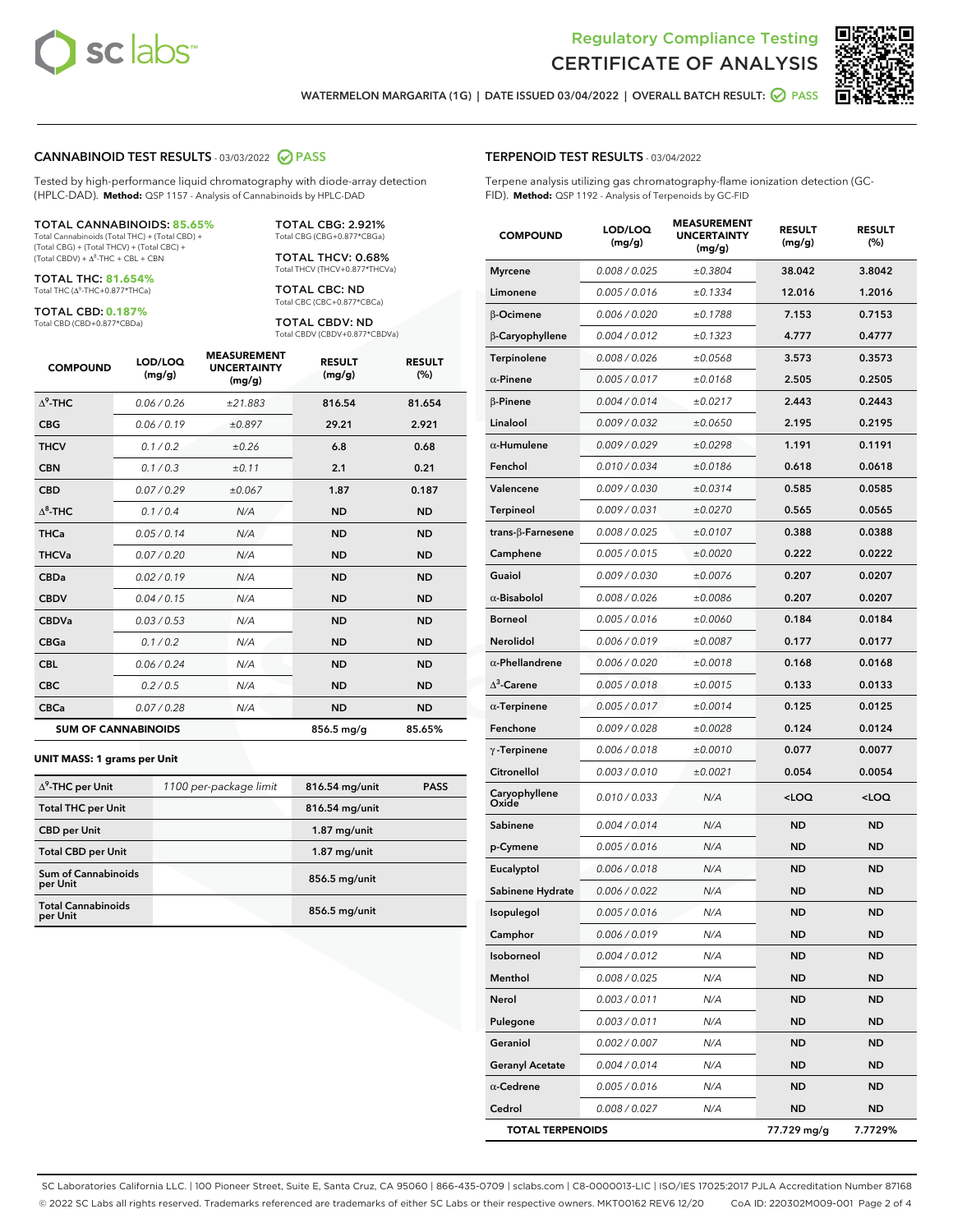# Regulatory Compliance Testing
# CERTIFICATE OF ANALYSIS

WATERMELON MARGARITA (1G) | DATE ISSUED 03/04/2022 | OVERALL BATCH RESULT: PASS

## CANNABINOID TEST RESULTS - 03/03/2022 PASS

Tested by high-performance liquid chromatography with diode-array detection (HPLC-DAD). **Method:** QSP 1157 - Analysis of Cannabinoids by HPLC-DAD

**TOTAL CANNABINOIDS: 85.65%**
Total Cannabinoids (Total THC) + (Total CBD) + (Total CBG) + (Total THCV) + (Total CBC) + (Total CBDV) + $\Delta^8$-THC + CBL + CBN

**TOTAL THC: 81.654%**
Total THC ($\Delta^9$-THC+0.877*THCa)

**TOTAL CBD: 0.187%**
Total CBD (CBD+0.877*CBDa)

**TOTAL CBG: 2.921%**
Total CBG (CBG+0.877*CBGa)

**TOTAL THCV: 0.68%**
Total THCV (THCV+0.877*THCVa)

**TOTAL CBC: ND**
Total CBC (CBC+0.877*CBCa)

**TOTAL CBDV: ND**
Total CBDV (CBDV+0.877*CBDVa)

| COMPOUND | LOD/LOQ (mg/g) | MEASUREMENT UNCERTAINTY (mg/g) | RESULT (mg/g) | RESULT (%) |
|---|---|---|---|---|
| $\Delta^9$-THC | 0.06 / 0.26 | ±21.883 | 816.54 | 81.654 |
| CBG | 0.06 / 0.19 | ±0.897 | 29.21 | 2.921 |
| THCV | 0.1 / 0.2 | ±0.26 | 6.8 | 0.68 |
| CBN | 0.1 / 0.3 | ±0.11 | 2.1 | 0.21 |
| CBD | 0.07 / 0.29 | ±0.067 | 1.87 | 0.187 |
| $\Delta^8$-THC | 0.1 / 0.4 | N/A | ND | ND |
| THCa | 0.05 / 0.14 | N/A | ND | ND |
| THCVa | 0.07 / 0.20 | N/A | ND | ND |
| CBDa | 0.02 / 0.19 | N/A | ND | ND |
| CBDV | 0.04 / 0.15 | N/A | ND | ND |
| CBDVa | 0.03 / 0.53 | N/A | ND | ND |
| CBGa | 0.1 / 0.2 | N/A | ND | ND |
| CBL | 0.06 / 0.24 | N/A | ND | ND |
| CBC | 0.2 / 0.5 | N/A | ND | ND |
| CBCa | 0.07 / 0.28 | N/A | ND | ND |
| **SUM OF CANNABINOIDS** | | | **856.5 mg/g** | **85.65%** |

**UNIT MASS: 1 grams per Unit**

| | | | |
|---|---|---|---|
| $\Delta^9$-THC per Unit | 1100 per-package limit | 816.54 mg/unit | PASS |
| Total THC per Unit | | 816.54 mg/unit | |
| CBD per Unit | | 1.87 mg/unit | |
| Total CBD per Unit | | 1.87 mg/unit | |
| Sum of Cannabinoids per Unit | | 856.5 mg/unit | |
| Total Cannabinoids per Unit | | 856.5 mg/unit | |

## TERPENOID TEST RESULTS - 03/04/2022

Terpene analysis utilizing gas chromatography-flame ionization detection (GC-FID). **Method:** QSP 1192 - Analysis of Terpenoids by GC-FID

| COMPOUND | LOD/LOQ (mg/g) | MEASUREMENT UNCERTAINTY (mg/g) | RESULT (mg/g) | RESULT (%) |
|---|---|---|---|---|
| Myrcene | 0.008 / 0.025 | ±0.3804 | 38.042 | 3.8042 |
| Limonene | 0.005 / 0.016 | ±0.1334 | 12.016 | 1.2016 |
| β-Ocimene | 0.006 / 0.020 | ±0.1788 | 7.153 | 0.7153 |
| β-Caryophyllene | 0.004 / 0.012 | ±0.1323 | 4.777 | 0.4777 |
| Terpinolene | 0.008 / 0.026 | ±0.0568 | 3.573 | 0.3573 |
| α-Pinene | 0.005 / 0.017 | ±0.0168 | 2.505 | 0.2505 |
| β-Pinene | 0.004 / 0.014 | ±0.0217 | 2.443 | 0.2443 |
| Linalool | 0.009 / 0.032 | ±0.0650 | 2.195 | 0.2195 |
| α-Humulene | 0.009 / 0.029 | ±0.0298 | 1.191 | 0.1191 |
| Fenchol | 0.010 / 0.034 | ±0.0186 | 0.618 | 0.0618 |
| Valencene | 0.009 / 0.030 | ±0.0314 | 0.585 | 0.0585 |
| Terpineol | 0.009 / 0.031 | ±0.0270 | 0.565 | 0.0565 |
| trans-β-Farnesene | 0.008 / 0.025 | ±0.0107 | 0.388 | 0.0388 |
| Camphene | 0.005 / 0.015 | ±0.0020 | 0.222 | 0.0222 |
| Guaiol | 0.009 / 0.030 | ±0.0076 | 0.207 | 0.0207 |
| α-Bisabolol | 0.008 / 0.026 | ±0.0086 | 0.207 | 0.0207 |
| Borneol | 0.005 / 0.016 | ±0.0060 | 0.184 | 0.0184 |
| Nerolidol | 0.006 / 0.019 | ±0.0087 | 0.177 | 0.0177 |
| α-Phellandrene | 0.006 / 0.020 | ±0.0018 | 0.168 | 0.0168 |
| $\Delta^3$-Carene | 0.005 / 0.018 | ±0.0015 | 0.133 | 0.0133 |
| α-Terpinene | 0.005 / 0.017 | ±0.0014 | 0.125 | 0.0125 |
| Fenchone | 0.009 / 0.028 | ±0.0028 | 0.124 | 0.0124 |
| γ-Terpinene | 0.006 / 0.018 | ±0.0010 | 0.077 | 0.0077 |
| Citronellol | 0.003 / 0.010 | ±0.0021 | 0.054 | 0.0054 |
| Caryophyllene Oxide | 0.010 / 0.033 | N/A | <LOQ | <LOQ |
| Sabinene | 0.004 / 0.014 | N/A | ND | ND |
| p-Cymene | 0.005 / 0.016 | N/A | ND | ND |
| Eucalyptol | 0.006 / 0.018 | N/A | ND | ND |
| Sabinene Hydrate | 0.006 / 0.022 | N/A | ND | ND |
| Isopulegol | 0.005 / 0.016 | N/A | ND | ND |
| Camphor | 0.006 / 0.019 | N/A | ND | ND |
| Isoborneol | 0.004 / 0.012 | N/A | ND | ND |
| Menthol | 0.008 / 0.025 | N/A | ND | ND |
| Nerol | 0.003 / 0.011 | N/A | ND | ND |
| Pulegone | 0.003 / 0.011 | N/A | ND | ND |
| Geraniol | 0.002 / 0.007 | N/A | ND | ND |
| Geranyl Acetate | 0.004 / 0.014 | N/A | ND | ND |
| α-Cedrene | 0.005 / 0.016 | N/A | ND | ND |
| Cedrol | 0.008 / 0.027 | N/A | ND | ND |
| **TOTAL TERPENOIDS** | | | **77.729 mg/g** | **7.7729%** |

SC Laboratories California LLC. | 100 Pioneer Street, Suite E, Santa Cruz, CA 95060 | 866-435-0709 | sclabs.com | C8-0000013-LIC | ISO/IES 17025:2017 PJLA Accreditation Number 87168
© 2022 SC Labs all rights reserved. Trademarks referenced are trademarks of either SC Labs or their respective owners. MKT00162 REV6 12/20 CoA ID: 220302M009-001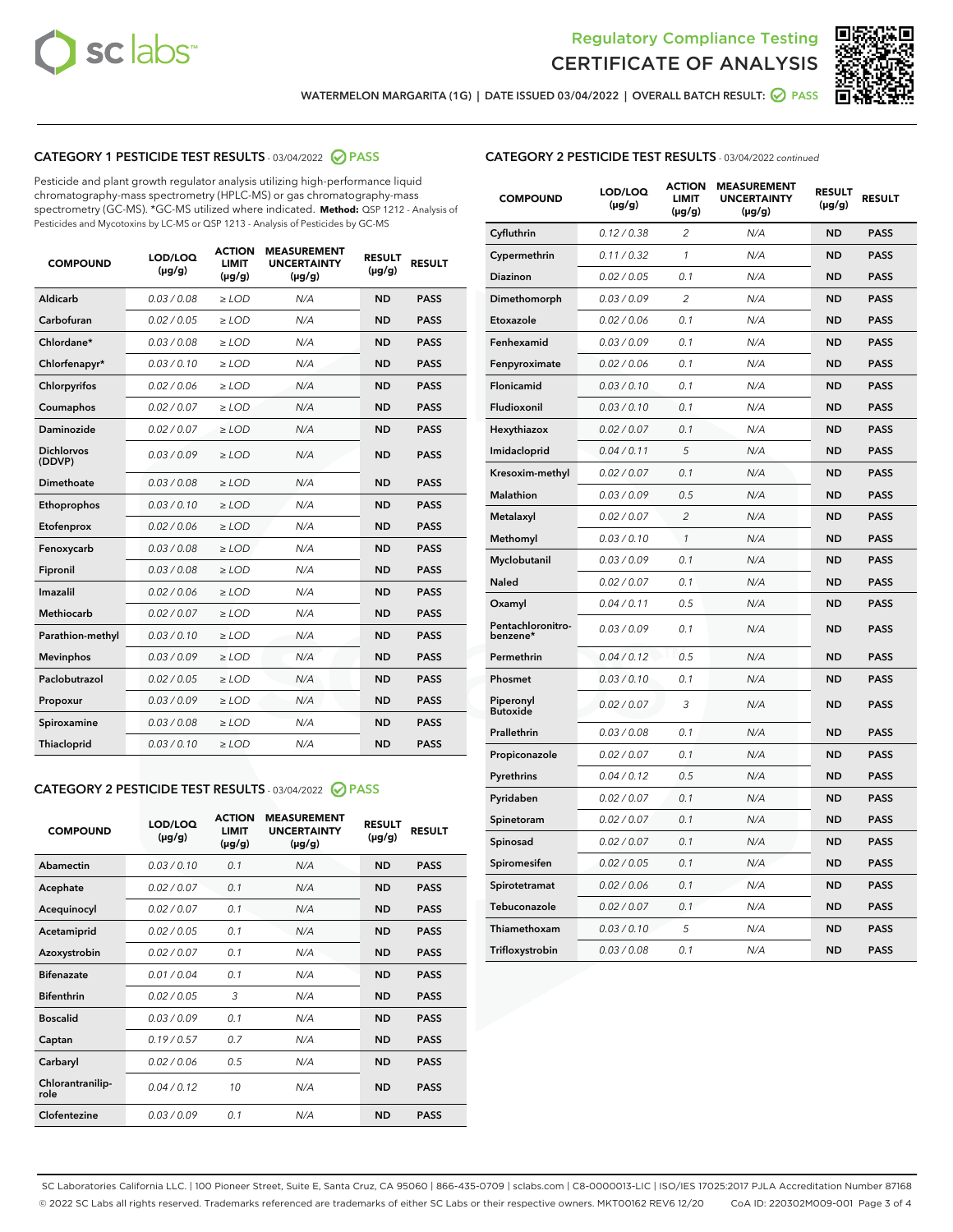Regulatory Compliance Testing

CERTIFICATE OF ANALYSIS

WATERMELON MARGARITA (1G) | DATE ISSUED 03/04/2022 | OVERALL BATCH RESULT: PASS

## CATEGORY 1 PESTICIDE TEST RESULTS - 03/04/2022 PASS

Pesticide and plant growth regulator analysis utilizing high-performance liquid chromatography-mass spectrometry (HPLC-MS) or gas chromatography-mass spectrometry (GC-MS). *GC-MS utilized where indicated. **Method:** QSP 1212 - Analysis of Pesticides and Mycotoxins by LC-MS or QSP 1213 - Analysis of Pesticides by GC-MS

| COMPOUND | LOD/LOQ (µg/g) | ACTION LIMIT (µg/g) | MEASUREMENT UNCERTAINTY (µg/g) | RESULT (µg/g) | RESULT |
|---|---|---|---|---|---|
| Aldicarb | 0.03 / 0.08 | ≥ LOD | N/A | ND | PASS |
| Carbofuran | 0.02 / 0.05 | ≥ LOD | N/A | ND | PASS |
| Chlordane* | 0.03 / 0.08 | ≥ LOD | N/A | ND | PASS |
| Chlorfenapyr* | 0.03 / 0.10 | ≥ LOD | N/A | ND | PASS |
| Chlorpyrifos | 0.02 / 0.06 | ≥ LOD | N/A | ND | PASS |
| Coumaphos | 0.02 / 0.07 | ≥ LOD | N/A | ND | PASS |
| Daminozide | 0.02 / 0.07 | ≥ LOD | N/A | ND | PASS |
| Dichlorvos (DDVP) | 0.03 / 0.09 | ≥ LOD | N/A | ND | PASS |
| Dimethoate | 0.03 / 0.08 | ≥ LOD | N/A | ND | PASS |
| Ethoprophos | 0.03 / 0.10 | ≥ LOD | N/A | ND | PASS |
| Etofenprox | 0.02 / 0.06 | ≥ LOD | N/A | ND | PASS |
| Fenoxycarb | 0.03 / 0.08 | ≥ LOD | N/A | ND | PASS |
| Fipronil | 0.03 / 0.08 | ≥ LOD | N/A | ND | PASS |
| Imazalil | 0.02 / 0.06 | ≥ LOD | N/A | ND | PASS |
| Methiocarb | 0.02 / 0.07 | ≥ LOD | N/A | ND | PASS |
| Parathion-methyl | 0.03 / 0.10 | ≥ LOD | N/A | ND | PASS |
| Mevinphos | 0.03 / 0.09 | ≥ LOD | N/A | ND | PASS |
| Paclobutrazol | 0.02 / 0.05 | ≥ LOD | N/A | ND | PASS |
| Propoxur | 0.03 / 0.09 | ≥ LOD | N/A | ND | PASS |
| Spiroxamine | 0.03 / 0.08 | ≥ LOD | N/A | ND | PASS |
| Thiacloprid | 0.03 / 0.10 | ≥ LOD | N/A | ND | PASS |

## CATEGORY 2 PESTICIDE TEST RESULTS - 03/04/2022 PASS

| COMPOUND | LOD/LOQ (µg/g) | ACTION LIMIT (µg/g) | MEASUREMENT UNCERTAINTY (µg/g) | RESULT (µg/g) | RESULT |
|---|---|---|---|---|---|
| Abamectin | 0.03 / 0.10 | 0.1 | N/A | ND | PASS |
| Acephate | 0.02 / 0.07 | 0.1 | N/A | ND | PASS |
| Acequinocyl | 0.02 / 0.07 | 0.1 | N/A | ND | PASS |
| Acetamiprid | 0.02 / 0.05 | 0.1 | N/A | ND | PASS |
| Azoxystrobin | 0.02 / 0.07 | 0.1 | N/A | ND | PASS |
| Bifenazate | 0.01 / 0.04 | 0.1 | N/A | ND | PASS |
| Bifenthrin | 0.02 / 0.05 | 3 | N/A | ND | PASS |
| Boscalid | 0.03 / 0.09 | 0.1 | N/A | ND | PASS |
| Captan | 0.19 / 0.57 | 0.7 | N/A | ND | PASS |
| Carbaryl | 0.02 / 0.06 | 0.5 | N/A | ND | PASS |
| Chlorantraniliprole | 0.04 / 0.12 | 10 | N/A | ND | PASS |
| Clofentezine | 0.03 / 0.09 | 0.1 | N/A | ND | PASS |
| Cyfluthrin | 0.12 / 0.38 | 2 | N/A | ND | PASS |
| Cypermethrin | 0.11 / 0.32 | 1 | N/A | ND | PASS |
| Diazinon | 0.02 / 0.05 | 0.1 | N/A | ND | PASS |
| Dimethomorph | 0.03 / 0.09 | 2 | N/A | ND | PASS |
| Etoxazole | 0.02 / 0.06 | 0.1 | N/A | ND | PASS |
| Fenhexamid | 0.03 / 0.09 | 0.1 | N/A | ND | PASS |
| Fenpyroximate | 0.02 / 0.06 | 0.1 | N/A | ND | PASS |
| Flonicamid | 0.03 / 0.10 | 0.1 | N/A | ND | PASS |
| Fludioxonil | 0.03 / 0.10 | 0.1 | N/A | ND | PASS |
| Hexythiazox | 0.02 / 0.07 | 0.1 | N/A | ND | PASS |
| Imidacloprid | 0.04 / 0.11 | 5 | N/A | ND | PASS |
| Kresoxim-methyl | 0.02 / 0.07 | 0.1 | N/A | ND | PASS |
| Malathion | 0.03 / 0.09 | 0.5 | N/A | ND | PASS |
| Metalaxyl | 0.02 / 0.07 | 2 | N/A | ND | PASS |
| Methomyl | 0.03 / 0.10 | 1 | N/A | ND | PASS |
| Myclobutanil | 0.03 / 0.09 | 0.1 | N/A | ND | PASS |
| Naled | 0.02 / 0.07 | 0.1 | N/A | ND | PASS |
| Oxamyl | 0.04 / 0.11 | 0.5 | N/A | ND | PASS |
| Pentachloronitrobenzene* | 0.03 / 0.09 | 0.1 | N/A | ND | PASS |
| Permethrin | 0.04 / 0.12 | 0.5 | N/A | ND | PASS |
| Phosmet | 0.03 / 0.10 | 0.1 | N/A | ND | PASS |
| Piperonyl Butoxide | 0.02 / 0.07 | 3 | N/A | ND | PASS |
| Prallethrin | 0.03 / 0.08 | 0.1 | N/A | ND | PASS |
| Propiconazole | 0.02 / 0.07 | 0.1 | N/A | ND | PASS |
| Pyrethrins | 0.04 / 0.12 | 0.5 | N/A | ND | PASS |
| Pyridaben | 0.02 / 0.07 | 0.1 | N/A | ND | PASS |
| Spinetoram | 0.02 / 0.07 | 0.1 | N/A | ND | PASS |
| Spinosad | 0.02 / 0.07 | 0.1 | N/A | ND | PASS |
| Spiromesifen | 0.02 / 0.05 | 0.1 | N/A | ND | PASS |
| Spirotetramat | 0.02 / 0.06 | 0.1 | N/A | ND | PASS |
| Tebuconazole | 0.02 / 0.07 | 0.1 | N/A | ND | PASS |
| Thiamethoxam | 0.03 / 0.10 | 5 | N/A | ND | PASS |
| Trifloxystrobin | 0.03 / 0.08 | 0.1 | N/A | ND | PASS |

SC Laboratories California LLC. | 100 Pioneer Street, Suite E, Santa Cruz, CA 95060 | 866-435-0709 | sclabs.com | C8-0000013-LIC | ISO/IES 17025:2017 PJLA Accreditation Number 87168
© 2022 SC Labs all rights reserved. Trademarks referenced are trademarks of either SC Labs or their respective owners. MKT00162 REV6 12/20 CoA ID: 220302M009-001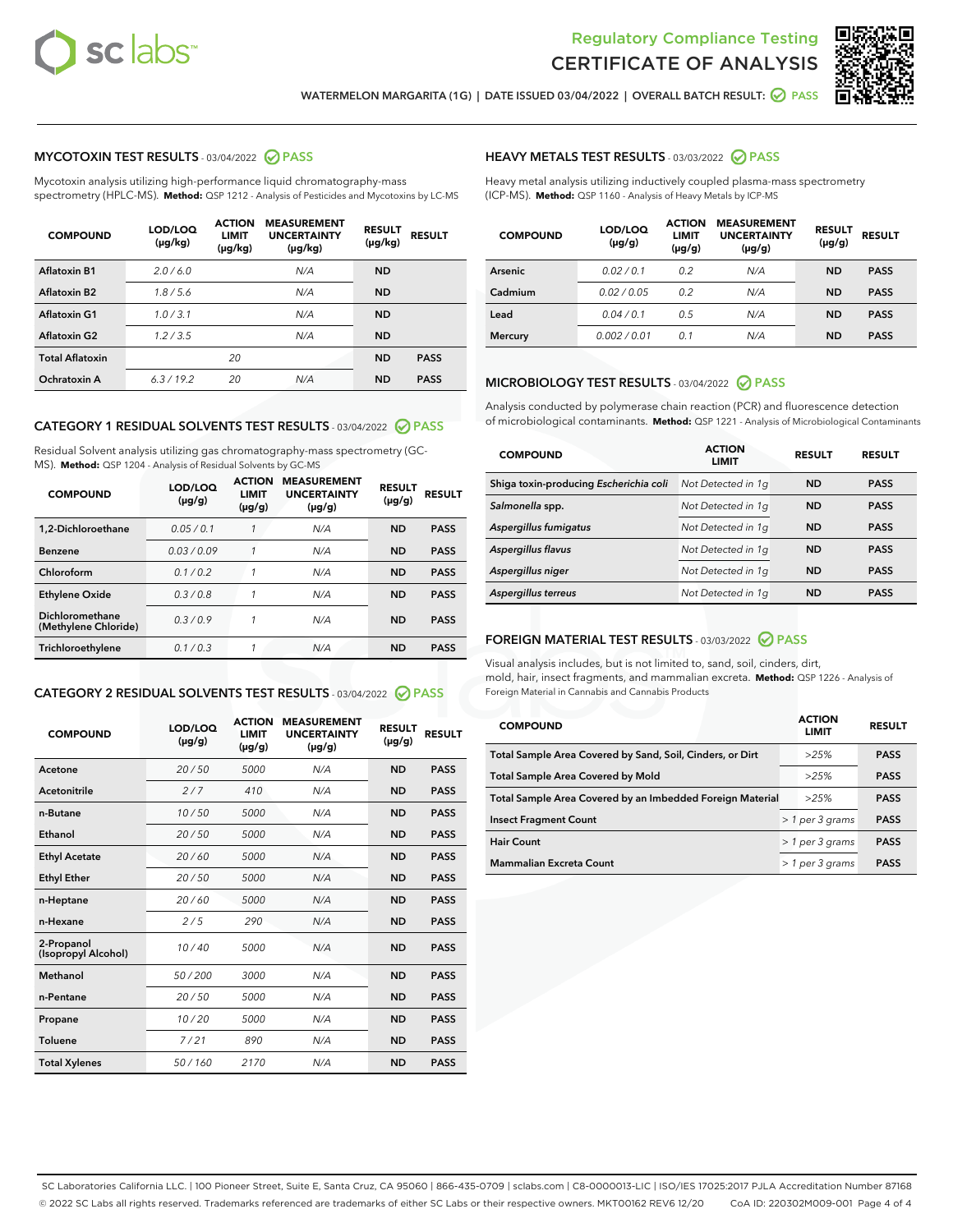Regulatory Compliance Testing
CERTIFICATE OF ANALYSIS

WATERMELON MARGARITA (1G) | DATE ISSUED 03/04/2022 | OVERALL BATCH RESULT: PASS

## MYCOTOXIN TEST RESULTS - 03/04/2022 PASS

Mycotoxin analysis utilizing high-performance liquid chromatography-mass spectrometry (HPLC-MS). **Method:** QSP 1212 - Analysis of Pesticides and Mycotoxins by LC-MS

| COMPOUND | LOD/LOQ (µg/kg) | ACTION LIMIT (µg/kg) | MEASUREMENT UNCERTAINTY (µg/kg) | RESULT (µg/kg) | RESULT |
|---|---|---|---|---|---|
| Aflatoxin B1 | 2.0 / 6.0 | | N/A | ND | |
| Aflatoxin B2 | 1.8 / 5.6 | | N/A | ND | |
| Aflatoxin G1 | 1.0 / 3.1 | | N/A | ND | |
| Aflatoxin G2 | 1.2 / 3.5 | | N/A | ND | |
| Total Aflatoxin | | 20 | | ND | PASS |
| Ochratoxin A | 6.3 / 19.2 | 20 | N/A | ND | PASS |

## CATEGORY 1 RESIDUAL SOLVENTS TEST RESULTS - 03/04/2022 PASS

Residual Solvent analysis utilizing gas chromatography-mass spectrometry (GC-MS). **Method:** QSP 1204 - Analysis of Residual Solvents by GC-MS

| COMPOUND | LOD/LOQ (µg/g) | ACTION LIMIT (µg/g) | MEASUREMENT UNCERTAINTY (µg/g) | RESULT (µg/g) | RESULT |
|---|---|---|---|---|---|
| 1,2-Dichloroethane | 0.05 / 0.1 | 1 | N/A | ND | PASS |
| Benzene | 0.03 / 0.09 | 1 | N/A | ND | PASS |
| Chloroform | 0.1 / 0.2 | 1 | N/A | ND | PASS |
| Ethylene Oxide | 0.3 / 0.8 | 1 | N/A | ND | PASS |
| Dichloromethane (Methylene Chloride) | 0.3 / 0.9 | 1 | N/A | ND | PASS |
| Trichloroethylene | 0.1 / 0.3 | 1 | N/A | ND | PASS |

## CATEGORY 2 RESIDUAL SOLVENTS TEST RESULTS - 03/04/2022 PASS

| COMPOUND | LOD/LOQ (µg/g) | ACTION LIMIT (µg/g) | MEASUREMENT UNCERTAINTY (µg/g) | RESULT (µg/g) | RESULT |
|---|---|---|---|---|---|
| Acetone | 20 / 50 | 5000 | N/A | ND | PASS |
| Acetonitrile | 2 / 7 | 410 | N/A | ND | PASS |
| n-Butane | 10 / 50 | 5000 | N/A | ND | PASS |
| Ethanol | 20 / 50 | 5000 | N/A | ND | PASS |
| Ethyl Acetate | 20 / 60 | 5000 | N/A | ND | PASS |
| Ethyl Ether | 20 / 50 | 5000 | N/A | ND | PASS |
| n-Heptane | 20 / 60 | 5000 | N/A | ND | PASS |
| n-Hexane | 2 / 5 | 290 | N/A | ND | PASS |
| 2-Propanol (Isopropyl Alcohol) | 10 / 40 | 5000 | N/A | ND | PASS |
| Methanol | 50 / 200 | 3000 | N/A | ND | PASS |
| n-Pentane | 20 / 50 | 5000 | N/A | ND | PASS |
| Propane | 10 / 20 | 5000 | N/A | ND | PASS |
| Toluene | 7 / 21 | 890 | N/A | ND | PASS |
| Total Xylenes | 50 / 160 | 2170 | N/A | ND | PASS |

## HEAVY METALS TEST RESULTS - 03/03/2022 PASS

Heavy metal analysis utilizing inductively coupled plasma-mass spectrometry (ICP-MS). **Method:** QSP 1160 - Analysis of Heavy Metals by ICP-MS

| COMPOUND | LOD/LOQ (µg/g) | ACTION LIMIT (µg/g) | MEASUREMENT UNCERTAINTY (µg/g) | RESULT (µg/g) | RESULT |
|---|---|---|---|---|---|
| Arsenic | 0.02 / 0.1 | 0.2 | N/A | ND | PASS |
| Cadmium | 0.02 / 0.05 | 0.2 | N/A | ND | PASS |
| Lead | 0.04 / 0.1 | 0.5 | N/A | ND | PASS |
| Mercury | 0.002 / 0.01 | 0.1 | N/A | ND | PASS |

## MICROBIOLOGY TEST RESULTS - 03/04/2022 PASS

Analysis conducted by polymerase chain reaction (PCR) and fluorescence detection of microbiological contaminants. **Method:** QSP 1221 - Analysis of Microbiological Contaminants

| COMPOUND | ACTION LIMIT | RESULT | RESULT |
|---|---|---|---|
| Shiga toxin-producing *Escherichia coli* | Not Detected in 1g | ND | PASS |
| *Salmonella* spp. | Not Detected in 1g | ND | PASS |
| *Aspergillus fumigatus* | Not Detected in 1g | ND | PASS |
| *Aspergillus flavus* | Not Detected in 1g | ND | PASS |
| *Aspergillus niger* | Not Detected in 1g | ND | PASS |
| *Aspergillus terreus* | Not Detected in 1g | ND | PASS |

## FOREIGN MATERIAL TEST RESULTS - 03/03/2022 PASS

Visual analysis includes, but is not limited to, sand, soil, cinders, dirt, mold, hair, insect fragments, and mammalian excreta. **Method:** QSP 1226 - Analysis of Foreign Material in Cannabis and Cannabis Products

| COMPOUND | ACTION LIMIT | RESULT |
|---|---|---|
| Total Sample Area Covered by Sand, Soil, Cinders, or Dirt | >25% | PASS |
| Total Sample Area Covered by Mold | >25% | PASS |
| Total Sample Area Covered by an Imbedded Foreign Material | >25% | PASS |
| Insect Fragment Count | > 1 per 3 grams | PASS |
| Hair Count | > 1 per 3 grams | PASS |
| Mammalian Excreta Count | > 1 per 3 grams | PASS |

SC Laboratories California LLC. | 100 Pioneer Street, Suite E, Santa Cruz, CA 95060 | 866-435-0709 | sclabs.com | C8-0000013-LIC | ISO/IES 17025:2017 PJLA Accreditation Number 87168
© 2022 SC Labs all rights reserved. Trademarks referenced are trademarks of either SC Labs or their respective owners. MKT00162 REV6 12/20 CoA ID: 220302M009-001